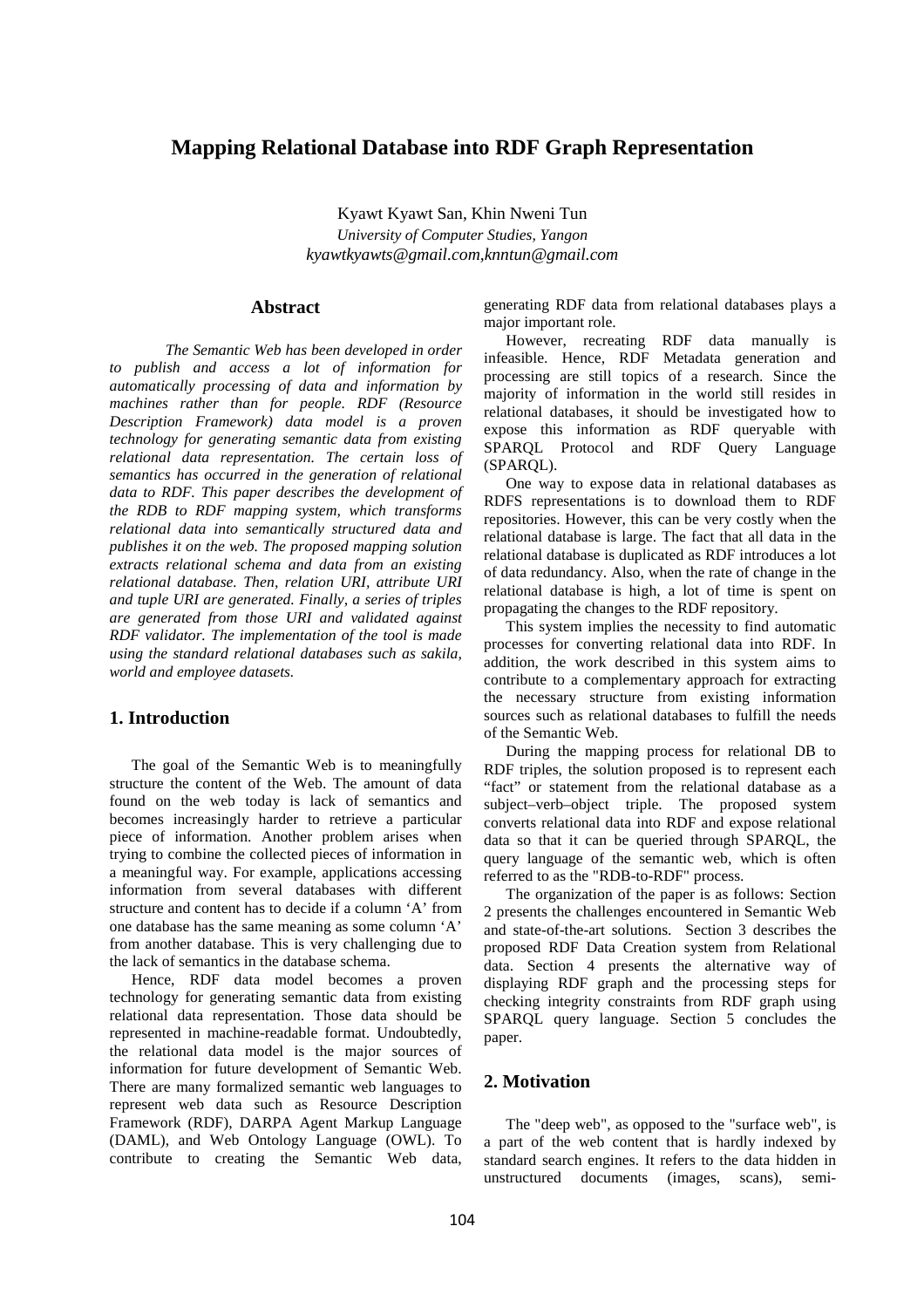# Mapping Relational Database into RDF Graph Representation

Kyawt Kyawt San, Khin Nweni Tun  
*University of Computer Studies, Yangon*  
*kyawtkyawts@gmail.com,knntun@gmail.com*

## Abstract

*The Semantic Web has been developed in order to publish and access a lot of information for automatically processing of data and information by machines rather than for people. RDF (Resource Description Framework) data model is a proven technology for generating semantic data from existing relational data representation. The certain loss of semantics has occurred in the generation of relational data to RDF. This paper describes the development of the RDB to RDF mapping system, which transforms relational data into semantically structured data and publishes it on the web. The proposed mapping solution extracts relational schema and data from an existing relational database. Then, relation URI, attribute URI and tuple URI are generated. Finally, a series of triples are generated from those URI and validated against RDF validator. The implementation of the tool is made using the standard relational databases such as sakila, world and employee datasets.*

## 1. Introduction

The goal of the Semantic Web is to meaningfully structure the content of the Web. The amount of data found on the web today is lack of semantics and becomes increasingly harder to retrieve a particular piece of information. Another problem arises when trying to combine the collected pieces of information in a meaningful way. For example, applications accessing information from several databases with different structure and content has to decide if a column 'A' from one database has the same meaning as some column 'A' from another database. This is very challenging due to the lack of semantics in the database schema.

Hence, RDF data model becomes a proven technology for generating semantic data from existing relational data representation. Those data should be represented in machine-readable format. Undoubtedly, the relational data model is the major sources of information for future development of Semantic Web. There are many formalized semantic web languages to represent web data such as Resource Description Framework (RDF), DARPA Agent Markup Language (DAML), and Web Ontology Language (OWL). To contribute to creating the Semantic Web data, generating RDF data from relational databases plays a major important role.

However, recreating RDF data manually is infeasible. Hence, RDF Metadata generation and processing are still topics of a research. Since the majority of information in the world still resides in relational databases, it should be investigated how to expose this information as RDF queryable with SPARQL Protocol and RDF Query Language (SPARQL).

One way to expose data in relational databases as RDFS representations is to download them to RDF repositories. However, this can be very costly when the relational database is large. The fact that all data in the relational database is duplicated as RDF introduces a lot of data redundancy. Also, when the rate of change in the relational database is high, a lot of time is spent on propagating the changes to the RDF repository.

This system implies the necessity to find automatic processes for converting relational data into RDF. In addition, the work described in this system aims to contribute to a complementary approach for extracting the necessary structure from existing information sources such as relational databases to fulfill the needs of the Semantic Web.

During the mapping process for relational DB to RDF triples, the solution proposed is to represent each "fact" or statement from the relational database as a subject–verb–object triple. The proposed system converts relational data into RDF and expose relational data so that it can be queried through SPARQL, the query language of the semantic web, which is often referred to as the "RDB-to-RDF" process.

The organization of the paper is as follows: Section 2 presents the challenges encountered in Semantic Web and state-of-the-art solutions. Section 3 describes the proposed RDF Data Creation system from Relational data. Section 4 presents the alternative way of displaying RDF graph and the processing steps for checking integrity constraints from RDF graph using SPARQL query language. Section 5 concludes the paper.

## 2. Motivation

The "deep web", as opposed to the "surface web", is a part of the web content that is hardly indexed by standard search engines. It refers to the data hidden in unstructured documents (images, scans), semi-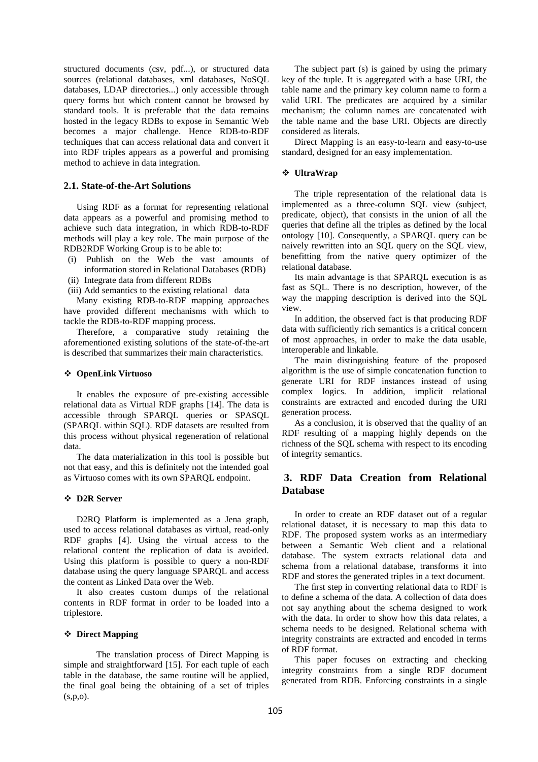structured documents (csv, pdf...), or structured data sources (relational databases, xml databases, NoSQL databases, LDAP directories...) only accessible through query forms but which content cannot be browsed by standard tools. It is preferable that the data remains hosted in the legacy RDBs to expose in Semantic Web becomes a major challenge. Hence RDB-to-RDF techniques that can access relational data and convert it into RDF triples appears as a powerful and promising method to achieve in data integration.

### 2.1. State-of-the-Art Solutions

Using RDF as a format for representing relational data appears as a powerful and promising method to achieve such data integration, in which RDB-to-RDF methods will play a key role. The main purpose of the RDB2RDF Working Group is to be able to:

- (i) Publish on the Web the vast amounts of information stored in Relational Databases (RDB)
- (ii) Integrate data from different RDBs
- (iii) Add semantics to the existing relational data

Many existing RDB-to-RDF mapping approaches have provided different mechanisms with which to tackle the RDB-to-RDF mapping process.

Therefore, a comparative study retaining the aforementioned existing solutions of the state-of-the-art is described that summarizes their main characteristics.

❖ **OpenLink Virtuoso**

It enables the exposure of pre-existing accessible relational data as Virtual RDF graphs [14]. The data is accessible through SPARQL queries or SPASQL (SPARQL within SQL). RDF datasets are resulted from this process without physical regeneration of relational data.

The data materialization in this tool is possible but not that easy, and this is definitely not the intended goal as Virtuoso comes with its own SPARQL endpoint.

❖ **D2R Server**

D2RQ Platform is implemented as a Jena graph, used to access relational databases as virtual, read-only RDF graphs [4]. Using the virtual access to the relational content the replication of data is avoided. Using this platform is possible to query a non-RDF database using the query language SPARQL and access the content as Linked Data over the Web.

It also creates custom dumps of the relational contents in RDF format in order to be loaded into a triplestore.

❖ **Direct Mapping**

The translation process of Direct Mapping is simple and straightforward [15]. For each tuple of each table in the database, the same routine will be applied, the final goal being the obtaining of a set of triples (s,p,o).

The subject part (s) is gained by using the primary key of the tuple. It is aggregated with a base URI, the table name and the primary key column name to form a valid URI. The predicates are acquired by a similar mechanism; the column names are concatenated with the table name and the base URI. Objects are directly considered as literals.

Direct Mapping is an easy-to-learn and easy-to-use standard, designed for an easy implementation.

❖ **UltraWrap**

The triple representation of the relational data is implemented as a three-column SQL view (subject, predicate, object), that consists in the union of all the queries that define all the triples as defined by the local ontology [10]. Consequently, a SPARQL query can be naively rewritten into an SQL query on the SQL view, benefitting from the native query optimizer of the relational database.

Its main advantage is that SPARQL execution is as fast as SQL. There is no description, however, of the way the mapping description is derived into the SQL view.

In addition, the observed fact is that producing RDF data with sufficiently rich semantics is a critical concern of most approaches, in order to make the data usable, interoperable and linkable.

The main distinguishing feature of the proposed algorithm is the use of simple concatenation function to generate URI for RDF instances instead of using complex logics. In addition, implicit relational constraints are extracted and encoded during the URI generation process.

As a conclusion, it is observed that the quality of an RDF resulting of a mapping highly depends on the richness of the SQL schema with respect to its encoding of integrity semantics.

## 3. RDF Data Creation from Relational Database

In order to create an RDF dataset out of a regular relational dataset, it is necessary to map this data to RDF. The proposed system works as an intermediary between a Semantic Web client and a relational database. The system extracts relational data and schema from a relational database, transforms it into RDF and stores the generated triples in a text document.

The first step in converting relational data to RDF is to define a schema of the data. A collection of data does not say anything about the schema designed to work with the data. In order to show how this data relates, a schema needs to be designed. Relational schema with integrity constraints are extracted and encoded in terms of RDF format.

This paper focuses on extracting and checking integrity constraints from a single RDF document generated from RDB. Enforcing constraints in a single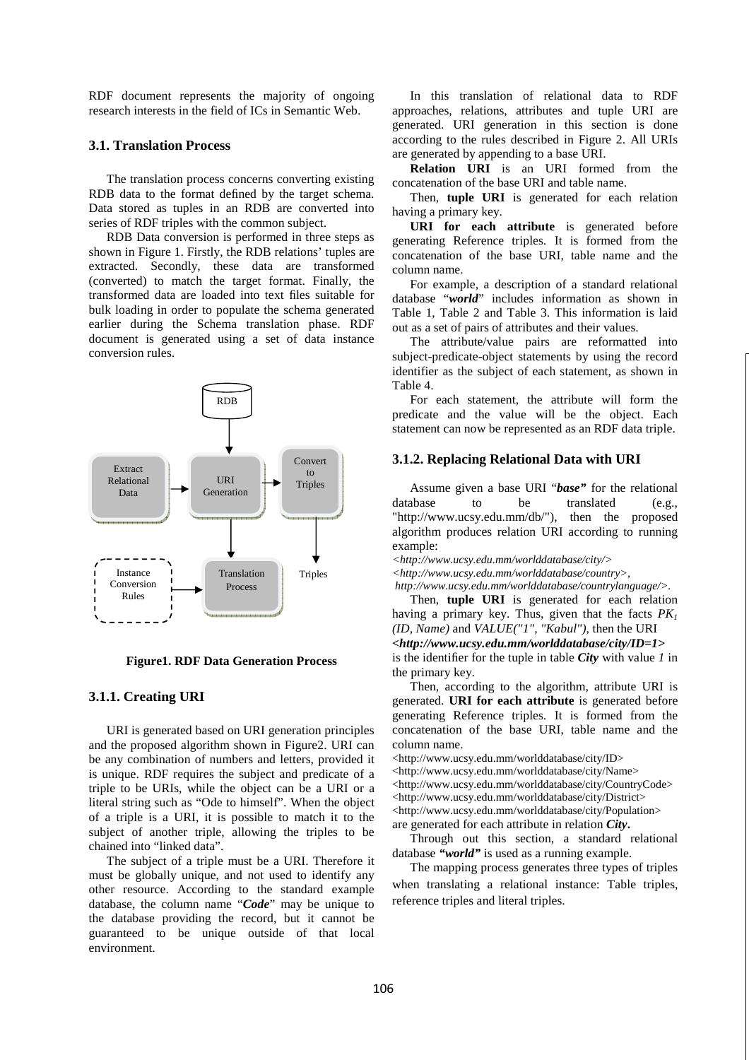RDF document represents the majority of ongoing research interests in the field of ICs in Semantic Web.

### 3.1. Translation Process

The translation process concerns converting existing RDB data to the format defined by the target schema. Data stored as tuples in an RDB are converted into series of RDF triples with the common subject.

RDB Data conversion is performed in three steps as shown in Figure 1. Firstly, the RDB relations' tuples are extracted. Secondly, these data are transformed (converted) to match the target format. Finally, the transformed data are loaded into text files suitable for bulk loading in order to populate the schema generated earlier during the Schema translation phase. RDF document is generated using a set of data instance conversion rules.

RDB

Extract Relational Data

URI Generation

Convert to Triples

Instance Conversion Rules

Translation Process

Triples

**Figure1. RDF Data Generation Process**

#### 3.1.1. Creating URI

URI is generated based on URI generation principles and the proposed algorithm shown in Figure2. URI can be any combination of numbers and letters, provided it is unique. RDF requires the subject and predicate of a triple to be URIs, while the object can be a URI or a literal string such as "Ode to himself". When the object of a triple is a URI, it is possible to match it to the subject of another triple, allowing the triples to be chained into "linked data".

The subject of a triple must be a URI. Therefore it must be globally unique, and not used to identify any other resource. According to the standard example database, the column name "***Code***" may be unique to the database providing the record, but it cannot be guaranteed to be unique outside of that local environment.

In this translation of relational data to RDF approaches, relations, attributes and tuple URI are generated. URI generation in this section is done according to the rules described in Figure 2. All URIs are generated by appending to a base URI.

**Relation URI** is an URI formed from the concatenation of the base URI and table name.

Then, **tuple URI** is generated for each relation having a primary key.

**URI for each attribute** is generated before generating Reference triples. It is formed from the concatenation of the base URI, table name and the column name.

For example, a description of a standard relational database "***world***" includes information as shown in Table 1, Table 2 and Table 3. This information is laid out as a set of pairs of attributes and their values.

The attribute/value pairs are reformatted into subject-predicate-object statements by using the record identifier as the subject of each statement, as shown in Table 4.

For each statement, the attribute will form the predicate and the value will be the object. Each statement can now be represented as an RDF data triple.

#### 3.1.2. Replacing Relational Data with URI

Assume given a base URI "***base"*** for the relational database to be translated (e.g., "http://www.ucsy.edu.mm/db/"), then the proposed algorithm produces relation URI according to running example:

*<http://www.ucsy.edu.mm/worlddatabase/city/>*
*<http://www.ucsy.edu.mm/worlddatabase/country>,*
*http://www.ucsy.edu.mm/worlddatabase/countrylanguage/>.*

Then, **tuple URI** is generated for each relation having a primary key. Thus, given that the facts $PK_1$ *(ID, Name)* and *VALUE("1", "Kabul")*, then the URI ***<http://www.ucsy.edu.mm/worlddatabase/city/ID=1>*** is the identifier for the tuple in table ***City*** with value *1* in the primary key.

Then, according to the algorithm, attribute URI is generated. **URI for each attribute** is generated before generating Reference triples. It is formed from the concatenation of the base URI, table name and the column name.

<http://www.ucsy.edu.mm/worlddatabase/city/ID>
<http://www.ucsy.edu.mm/worlddatabase/city/Name>
<http://www.ucsy.edu.mm/worlddatabase/city/CountryCode>
<http://www.ucsy.edu.mm/worlddatabase/city/District>
<http://www.ucsy.edu.mm/worlddatabase/city/Population>
are generated for each attribute in relation ***City***.

Through out this section, a standard relational database ***"world"*** is used as a running example.

The mapping process generates three types of triples when translating a relational instance: Table triples, reference triples and literal triples.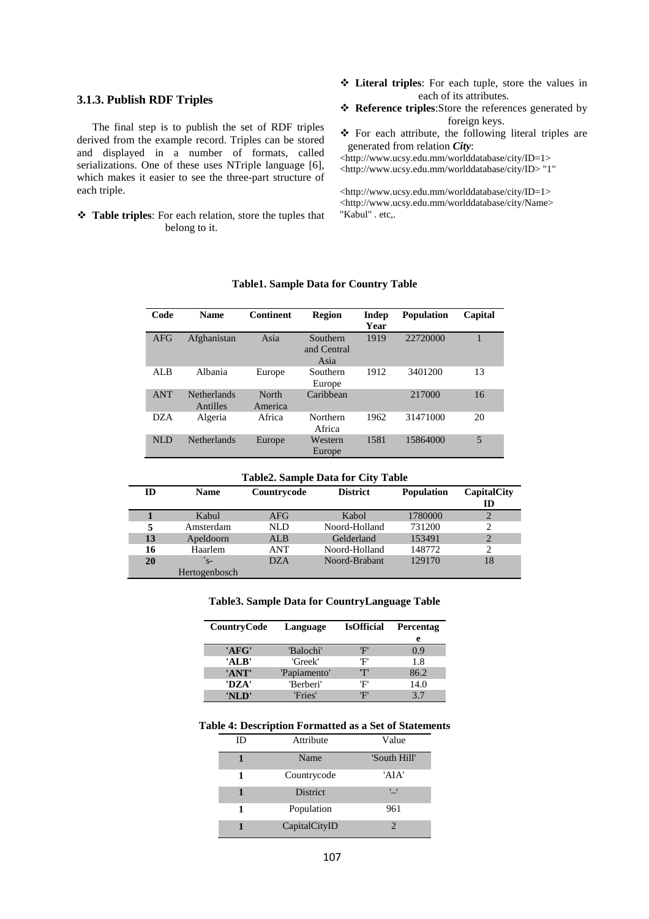### 3.1.3. Publish RDF Triples

The final step is to publish the set of RDF triples derived from the example record. Triples can be stored and displayed in a number of formats, called serializations. One of these uses NTriple language [6], which makes it easier to see the three-part structure of each triple.

- **Table triples**: For each relation, store the tuples that belong to it.
- **Literal triples**: For each tuple, store the values in each of its attributes.
- **Reference triples**: Store the references generated by foreign keys.
- For each attribute, the following literal triples are generated from relation ***City***:

<http://www.ucsy.edu.mm/worlddatabase/city/ID=1> <http://www.ucsy.edu.mm/worlddatabase/city/ID> "1"

<http://www.ucsy.edu.mm/worlddatabase/city/ID=1> <http://www.ucsy.edu.mm/worlddatabase/city/Name> "Kabul" . etc,.

**Table1. Sample Data for Country Table**

| Code | Name | Continent | Region | Indep Year | Population | Capital |
|---|---|---|---|---|---|---|
| AFG | Afghanistan | Asia | Southern and Central Asia | 1919 | 22720000 | 1 |
| ALB | Albania | Europe | Southern Europe | 1912 | 3401200 | 13 |
| ANT | Netherlands Antilles | North America | Caribbean | | 217000 | 16 |
| DZA | Algeria | Africa | Northern Africa | 1962 | 31471000 | 20 |
| NLD | Netherlands | Europe | Western Europe | 1581 | 15864000 | 5 |

**Table2. Sample Data for City Table**

| ID | Name | Countrycode | District | Population | CapitalCity ID |
|---|---|---|---|---|---|
| **1** | Kabul | AFG | Kabol | 1780000 | 2 |
| **5** | Amsterdam | NLD | Noord-Holland | 731200 | 2 |
| **13** | Apeldoorn | ALB | Gelderland | 153491 | 2 |
| **16** | Haarlem | ANT | Noord-Holland | 148772 | 2 |
| **20** | ´s-Hertogenbosch | DZA | Noord-Brabant | 129170 | 18 |

**Table3. Sample Data for CountryLanguage Table**

| CountryCode | Language | IsOfficial | Percentage |
|---|---|---|---|
| **'AFG'** | 'Balochi' | 'F' | 0.9 |
| **'ALB'** | 'Greek' | 'F' | 1.8 |
| **'ANT'** | 'Papiamento' | 'T' | 86.2 |
| **'DZA'** | 'Berberi' | 'F' | 14.0 |
| **'NLD'** | 'Fries' | 'F' | 3.7 |

**Table 4: Description Formatted as a Set of Statements**

| ID | Attribute | Value |
|---|---|---|
| **1** | Name | 'South Hill' |
| **1** | Countrycode | 'AIA' |
| **1** | District | '–' |
| **1** | Population | 961 |
| **1** | CapitalCityID | 2 |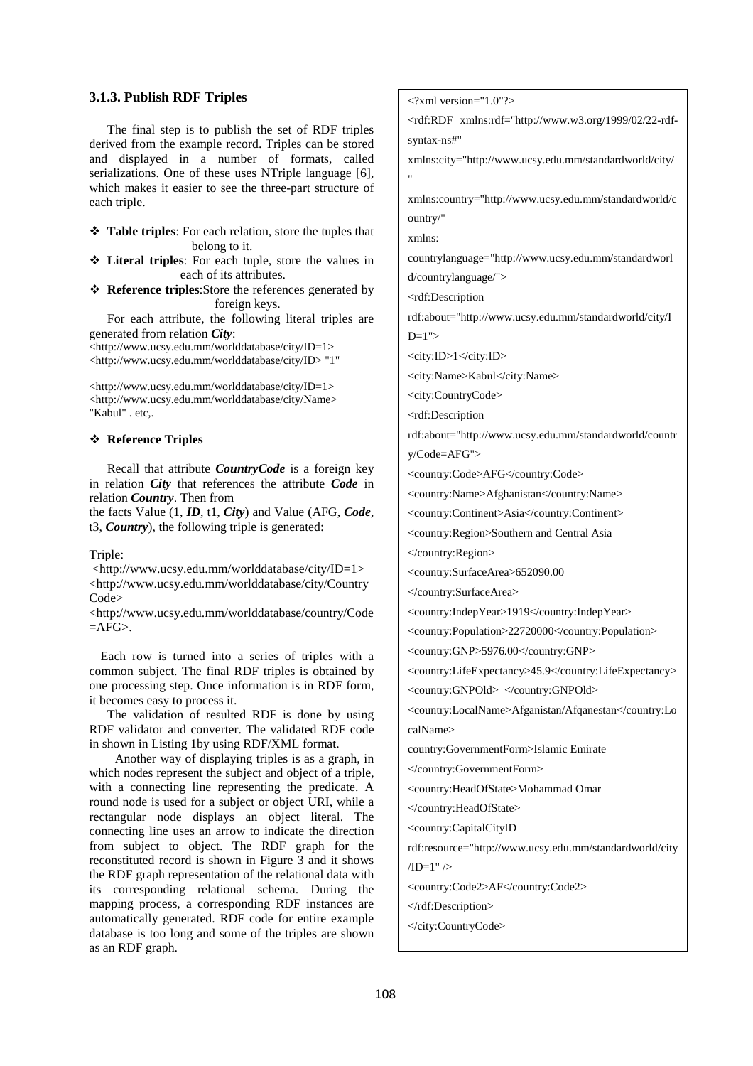### 3.1.3. Publish RDF Triples

The final step is to publish the set of RDF triples derived from the example record. Triples can be stored and displayed in a number of formats, called serializations. One of these uses NTriple language [6], which makes it easier to see the three-part structure of each triple.

- **Table triples**: For each relation, store the tuples that belong to it.
- **Literal triples**: For each tuple, store the values in each of its attributes.
- **Reference triples**:Store the references generated by foreign keys.

For each attribute, the following literal triples are generated from relation ***City***:

<http://www.ucsy.edu.mm/worlddatabase/city/ID=1> <http://www.ucsy.edu.mm/worlddatabase/city/ID> "1"

<http://www.ucsy.edu.mm/worlddatabase/city/ID=1> <http://www.ucsy.edu.mm/worlddatabase/city/Name> "Kabul" . etc,.

- **Reference Triples**

Recall that attribute ***CountryCode*** is a foreign key in relation ***City*** that references the attribute ***Code*** in relation ***Country***. Then from the facts Value (1, ***ID***, t1, ***City***) and Value (AFG, ***Code***, t3, ***Country***), the following triple is generated:

Triple:

<http://www.ucsy.edu.mm/worlddatabase/city/ID=1> <http://www.ucsy.edu.mm/worlddatabase/city/Country Code> <http://www.ucsy.edu.mm/worlddatabase/country/Code =AFG>.

Each row is turned into a series of triples with a common subject. The final RDF triples is obtained by one processing step. Once information is in RDF form, it becomes easy to process it.

The validation of resulted RDF is done by using RDF validator and converter. The validated RDF code in shown in Listing 1by using RDF/XML format.

Another way of displaying triples is as a graph, in which nodes represent the subject and object of a triple, with a connecting line representing the predicate. A round node is used for a subject or object URI, while a rectangular node displays an object literal. The connecting line uses an arrow to indicate the direction from subject to object. The RDF graph for the reconstituted record is shown in Figure 3 and it shows the RDF graph representation of the relational data with its corresponding relational schema. During the mapping process, a corresponding RDF instances are automatically generated. RDF code for entire example database is too long and some of the triples are shown as an RDF graph.

```
<?xml version="1.0"?>
<rdf:RDF  xmlns:rdf="http://www.w3.org/1999/02/22-rdf-syntax-ns#"
xmlns:city="http://www.ucsy.edu.mm/standardworld/city/"
xmlns:country="http://www.ucsy.edu.mm/standardworld/country/"
xmlns:
countrylanguage="http://www.ucsy.edu.mm/standardworld/countrylanguage/">
<rdf:Description
rdf:about="http://www.ucsy.edu.mm/standardworld/city/ID=1">
<city:ID>1</city:ID>
<city:Name>Kabul</city:Name>
<city:CountryCode>
<rdf:Description
rdf:about="http://www.ucsy.edu.mm/standardworld/country/Code=AFG">
<country:Code>AFG</country:Code>
<country:Name>Afghanistan</country:Name>
<country:Continent>Asia</country:Continent>
<country:Region>Southern and Central Asia
</country:Region>
<country:SurfaceArea>652090.00
</country:SurfaceArea>
<country:IndepYear>1919</country:IndepYear>
<country:Population>22720000</country:Population>
<country:GNP>5976.00</country:GNP>
<country:LifeExpectancy>45.9</country:LifeExpectancy>
<country:GNPOld>  </country:GNPOld>
<country:LocalName>Afganistan/Afqanestan</country:LocalName>
country:GovernmentForm>Islamic Emirate
</country:GovernmentForm>
<country:HeadOfState>Mohammad Omar
</country:HeadOfState>
<country:CapitalCityID
rdf:resource="http://www.ucsy.edu.mm/standardworld/city/ID=1" />
<country:Code2>AF</country:Code2>
</rdf:Description>
</city:CountryCode>
```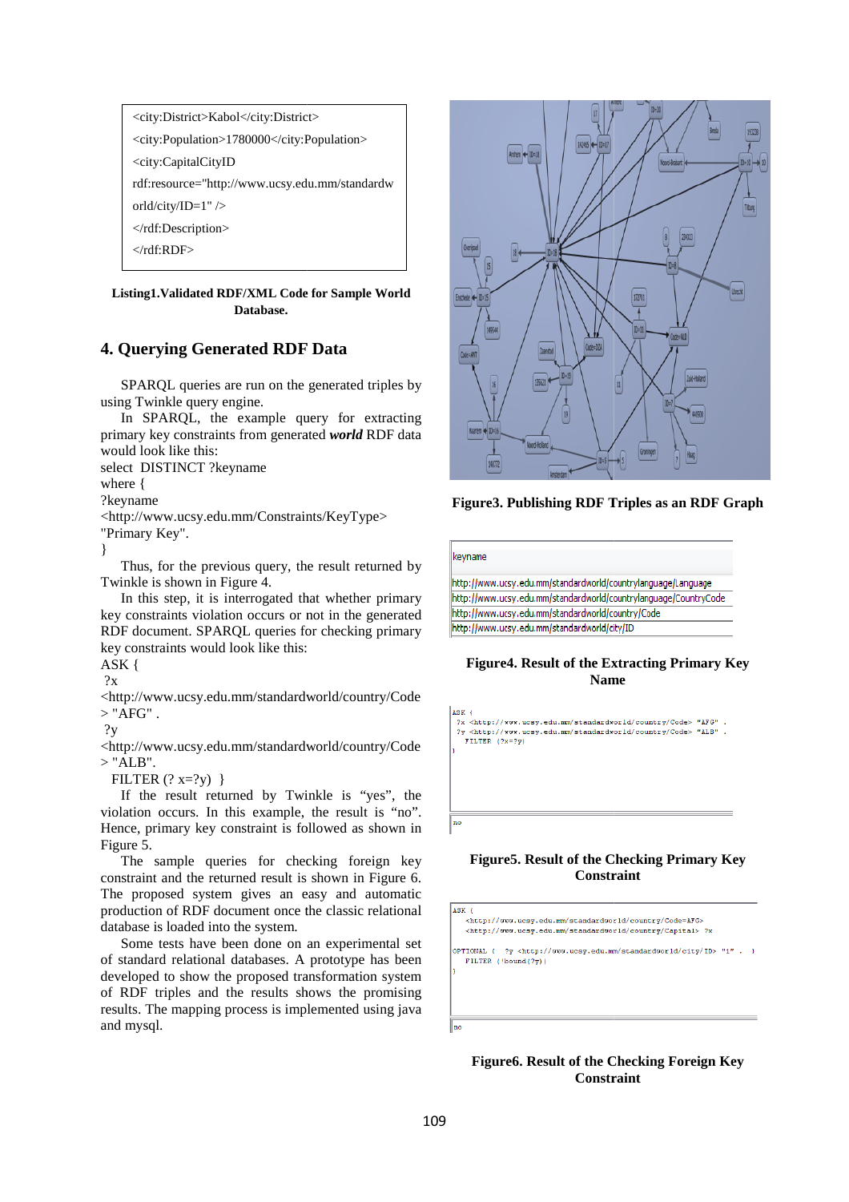```
<city:District>Kabol</city:District>
<city:Population>1780000</city:Population>
<city:CapitalCityID
rdf:resource="http://www.ucsy.edu.mm/standardworld/city/ID=1" />
</rdf:Description>
</rdf:RDF>
```

**Listing1.Validated RDF/XML Code for Sample World Database.**

## 4. Querying Generated RDF Data

SPARQL queries are run on the generated triples by using Twinkle query engine.

In SPARQL, the example query for extracting primary key constraints from generated ***world*** RDF data would look like this:

```
select DISTINCT ?keyname
where {
?keyname
<http://www.ucsy.edu.mm/Constraints/KeyType>
"Primary Key".
}
```

Thus, for the previous query, the result returned by Twinkle is shown in Figure 4.

In this step, it is interrogated that whether primary key constraints violation occurs or not in the generated RDF document. SPARQL queries for checking primary key constraints would look like this:

```
ASK {
 ?x
<http://www.ucsy.edu.mm/standardworld/country/Code
> "AFG" .
 ?y
<http://www.ucsy.edu.mm/standardworld/country/Code
> "ALB".
  FILTER (? x=?y)  }
```

If the result returned by Twinkle is "yes", the violation occurs. In this example, the result is "no". Hence, primary key constraint is followed as shown in Figure 5.

The sample queries for checking foreign key constraint and the returned result is shown in Figure 6. The proposed system gives an easy and automatic production of RDF document once the classic relational database is loaded into the system.

Some tests have been done on an experimental set of standard relational databases. A prototype has been developed to show the proposed transformation system of RDF triples and the results shows the promising results. The mapping process is implemented using java and mysql.

**Figure3. Publishing RDF Triples as an RDF Graph**

| keyname |
|---|
| http://www.ucsy.edu.mm/standardworld/countrylanguage/Language |
| http://www.ucsy.edu.mm/standardworld/countrylanguage/CountryCode |
| http://www.ucsy.edu.mm/standardworld/country/Code |
| http://www.ucsy.edu.mm/standardworld/city/ID |

**Figure4. Result of the Extracting Primary Key Name**

```
ASK {
 ?x <http://www.ucsy.edu.mm/standardworld/country/Code> "AFG" .
 ?y <http://www.ucsy.edu.mm/standardworld/country/Code> "ALB" .
   FILTER (?x=?y)
}

no
```

**Figure5. Result of the Checking Primary Key Constraint**

```
ASK {
   <http://www.ucsy.edu.mm/standardworld/country/Code=AFG>
   <http://www.ucsy.edu.mm/standardworld/country/Capital> ?x
OPTIONAL {  ?y <http://www.ucsy.edu.mm/standardworld/city/ID> "1" .  }
   FILTER (!bound(?y))
}

no
```

**Figure6. Result of the Checking Foreign Key Constraint**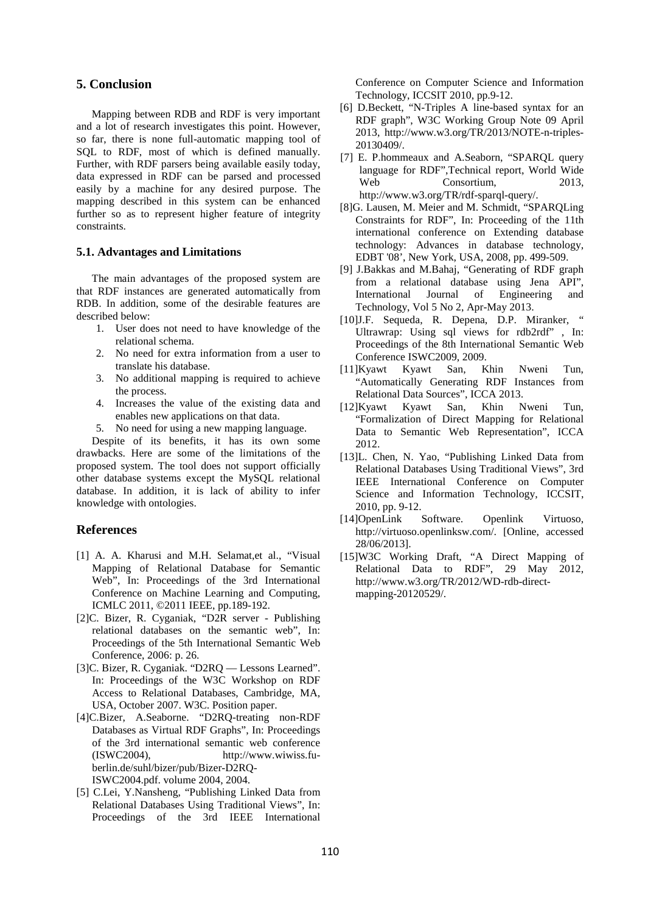## 5. Conclusion

Mapping between RDB and RDF is very important and a lot of research investigates this point. However, so far, there is none full-automatic mapping tool of SQL to RDF, most of which is defined manually. Further, with RDF parsers being available easily today, data expressed in RDF can be parsed and processed easily by a machine for any desired purpose. The mapping described in this system can be enhanced further so as to represent higher feature of integrity constraints.

### 5.1. Advantages and Limitations

The main advantages of the proposed system are that RDF instances are generated automatically from RDB. In addition, some of the desirable features are described below:

1. User does not need to have knowledge of the relational schema.
2. No need for extra information from a user to translate his database.
3. No additional mapping is required to achieve the process.
4. Increases the value of the existing data and enables new applications on that data.
5. No need for using a new mapping language.

Despite of its benefits, it has its own some drawbacks. Here are some of the limitations of the proposed system. The tool does not support officially other database systems except the MySQL relational database. In addition, it is lack of ability to infer knowledge with ontologies.

## References

[1] A. A. Kharusi and M.H. Selamat,et al., "Visual Mapping of Relational Database for Semantic Web", In: Proceedings of the 3rd International Conference on Machine Learning and Computing, ICMLC 2011, ©2011 IEEE, pp.189-192.

[2]C. Bizer, R. Cyganiak, "D2R server - Publishing relational databases on the semantic web", In: Proceedings of the 5th International Semantic Web Conference, 2006: p. 26.

[3]C. Bizer, R. Cyganiak. "D2RQ — Lessons Learned". In: Proceedings of the W3C Workshop on RDF Access to Relational Databases, Cambridge, MA, USA, October 2007. W3C. Position paper.

[4]C.Bizer, A.Seaborne. "D2RQ-treating non-RDF Databases as Virtual RDF Graphs", In: Proceedings of the 3rd international semantic web conference (ISWC2004), http://www.wiwiss.fu-berlin.de/suhl/bizer/pub/Bizer-D2RQ-ISWC2004.pdf. volume 2004, 2004.

[5] C.Lei, Y.Nansheng, "Publishing Linked Data from Relational Databases Using Traditional Views", In: Proceedings of the 3rd IEEE International Conference on Computer Science and Information Technology, ICCSIT 2010, pp.9-12.

[6] D.Beckett, "N-Triples A line-based syntax for an RDF graph", W3C Working Group Note 09 April 2013, http://www.w3.org/TR/2013/NOTE-n-triples-20130409/.

[7] E. P.hommeaux and A.Seaborn, "SPARQL query language for RDF",Technical report, World Wide Web Consortium, 2013, http://www.w3.org/TR/rdf-sparql-query/.

[8]G. Lausen, M. Meier and M. Schmidt, "SPARQLing Constraints for RDF", In: Proceeding of the 11th international conference on Extending database technology: Advances in database technology, EDBT '08', New York, USA, 2008, pp. 499-509.

[9] J.Bakkas and M.Bahaj, "Generating of RDF graph from a relational database using Jena API", International Journal of Engineering and Technology, Vol 5 No 2, Apr-May 2013.

[10]J.F. Sequeda, R. Depena, D.P. Miranker, " Ultrawrap: Using sql views for rdb2rdf" , In: Proceedings of the 8th International Semantic Web Conference ISWC2009, 2009.

[11]Kyawt Kyawt San, Khin Nweni Tun, "Automatically Generating RDF Instances from Relational Data Sources", ICCA 2013.

[12]Kyawt Kyawt San, Khin Nweni Tun, "Formalization of Direct Mapping for Relational Data to Semantic Web Representation", ICCA 2012.

[13]L. Chen, N. Yao, "Publishing Linked Data from Relational Databases Using Traditional Views", 3rd IEEE International Conference on Computer Science and Information Technology, ICCSIT, 2010, pp. 9-12.

[14]OpenLink Software. Openlink Virtuoso, http://virtuoso.openlinksw.com/. [Online, accessed 28/06/2013].

[15]W3C Working Draft, "A Direct Mapping of Relational Data to RDF", 29 May 2012, http://www.w3.org/TR/2012/WD-rdb-direct-mapping-20120529/.